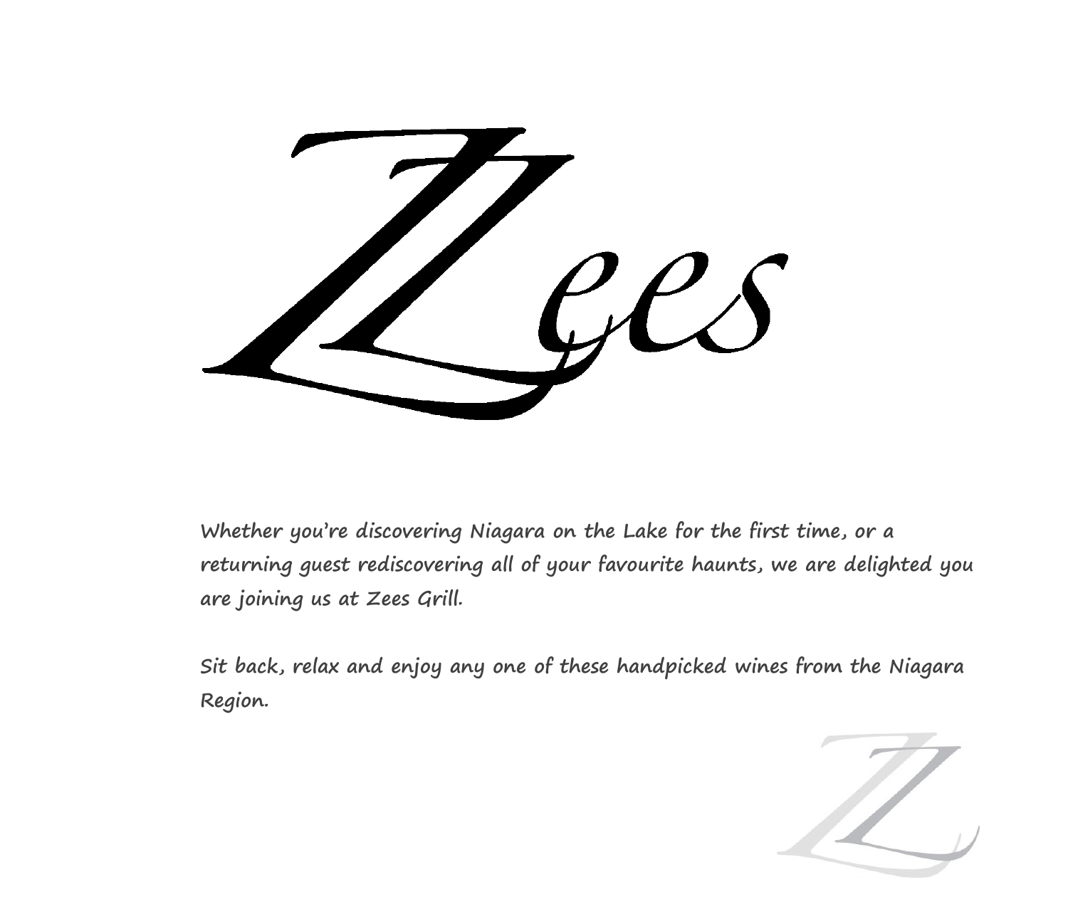# Zees

Whether you're discovering Niagara on the Lake for the first time, or a returning guest rediscovering all of your favourite haunts, we are delighted you are joining us at Zees Grill.

Sit back, relax and enjoy any one of these handpicked wines from the Niagara Region.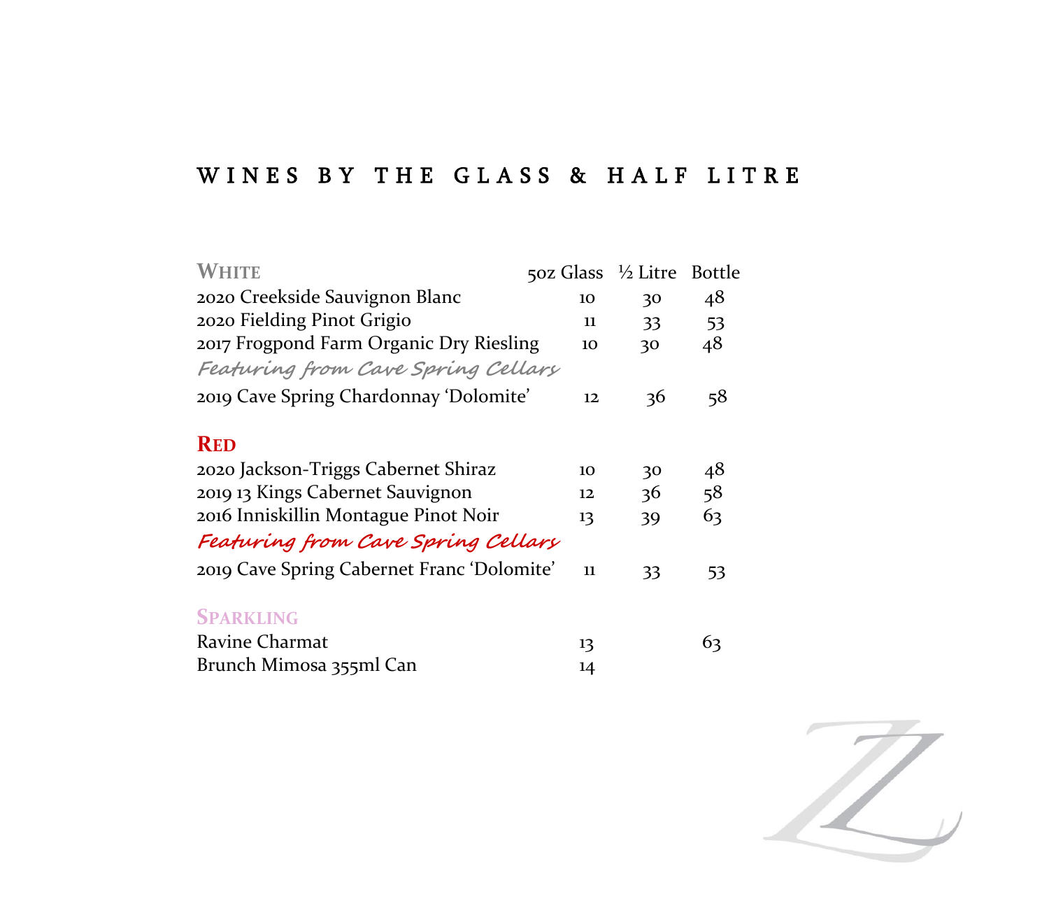# WINES BY THE GLASS & HALF LITRE

| WHITE | 5oz Glass | ½ Litre | Bottle |
|---|---|---|---|
| 2020 Creekside Sauvignon Blanc | 10 | 30 | 48 |
| 2020 Fielding Pinot Grigio | 11 | 33 | 53 |
| 2017 Frogpond Farm Organic Dry Riesling | 10 | 30 | 48 |
| *Featuring from Cave Spring Cellars* | | | |
| 2019 Cave Spring Chardonnay 'Dolomite' | 12 | 36 | 58 |
| **RED** | | | |
| 2020 Jackson-Triggs Cabernet Shiraz | 10 | 30 | 48 |
| 2019 13 Kings Cabernet Sauvignon | 12 | 36 | 58 |
| 2016 Inniskillin Montague Pinot Noir | 13 | 39 | 63 |
| *Featuring from Cave Spring Cellars* | | | |
| 2019 Cave Spring Cabernet Franc 'Dolomite' | 11 | 33 | 53 |
| **SPARKLING** | | | |
| Ravine Charmat | 13 | | 63 |
| Brunch Mimosa 355ml Can | 14 | | |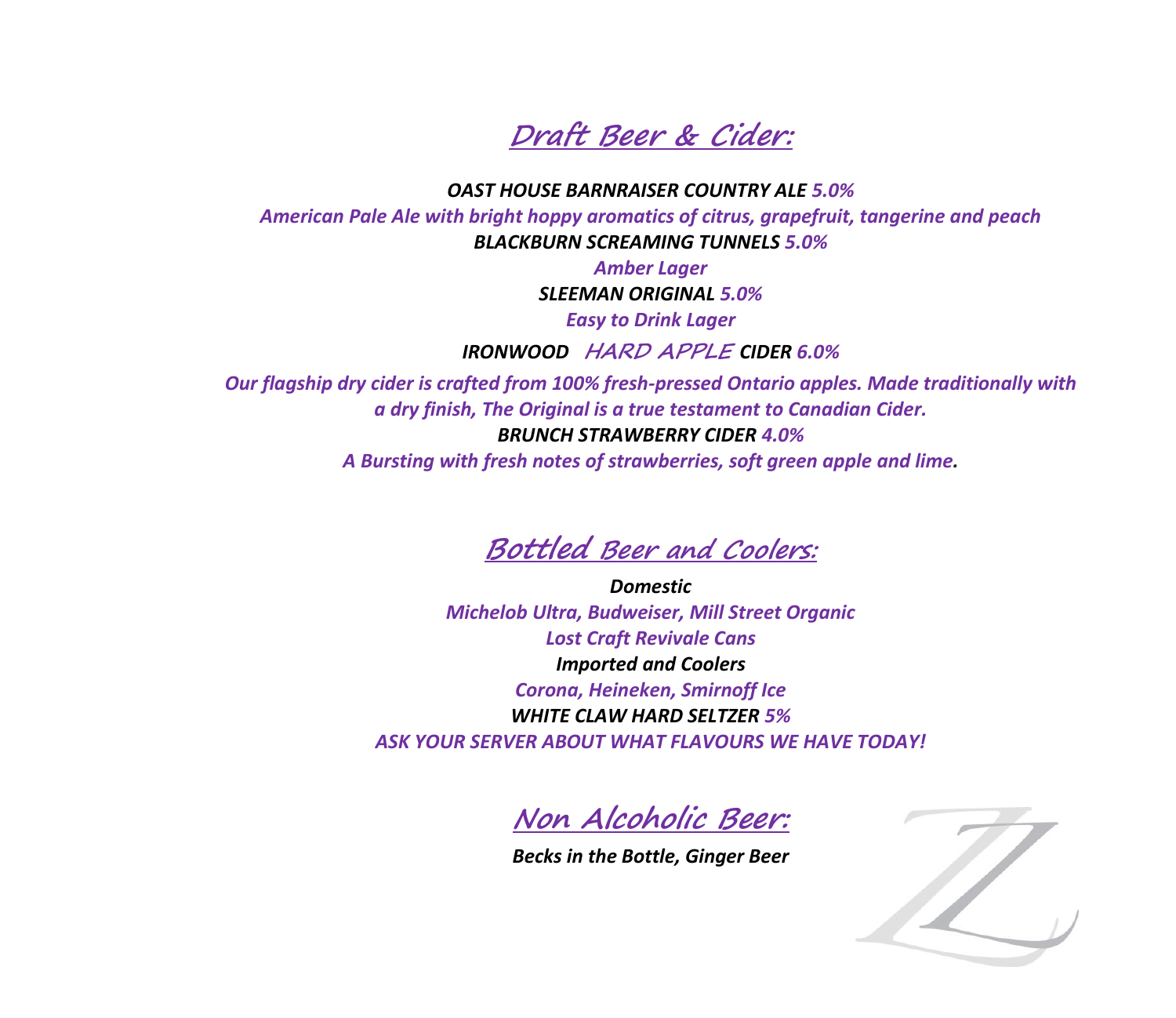## *Draft Beer & Cider:*

***OAST HOUSE BARNRAISER COUNTRY ALE 5.0%***
***American Pale Ale with bright hoppy aromatics of citrus, grapefruit, tangerine and peach***

***BLACKBURN SCREAMING TUNNELS 5.0%***
***Amber Lager***

***SLEEMAN ORIGINAL 5.0%***
***Easy to Drink Lager***

***IRONWOOD HARD APPLE CIDER 6.0%***
***Our flagship dry cider is crafted from 100% fresh-pressed Ontario apples. Made traditionally with a dry finish, The Original is a true testament to Canadian Cider.***

***BRUNCH STRAWBERRY CIDER 4.0%***
***A Bursting with fresh notes of strawberries, soft green apple and lime.***

## *Bottled Beer and Coolers:*

***Domestic***
***Michelob Ultra, Budweiser, Mill Street Organic***
***Lost Craft Revivale Cans***

***Imported and Coolers***
***Corona, Heineken, Smirnoff Ice***

***WHITE CLAW HARD SELTZER 5%***
***ASK YOUR SERVER ABOUT WHAT FLAVOURS WE HAVE TODAY!***

## *Non Alcoholic Beer:*

***Becks in the Bottle, Ginger Beer***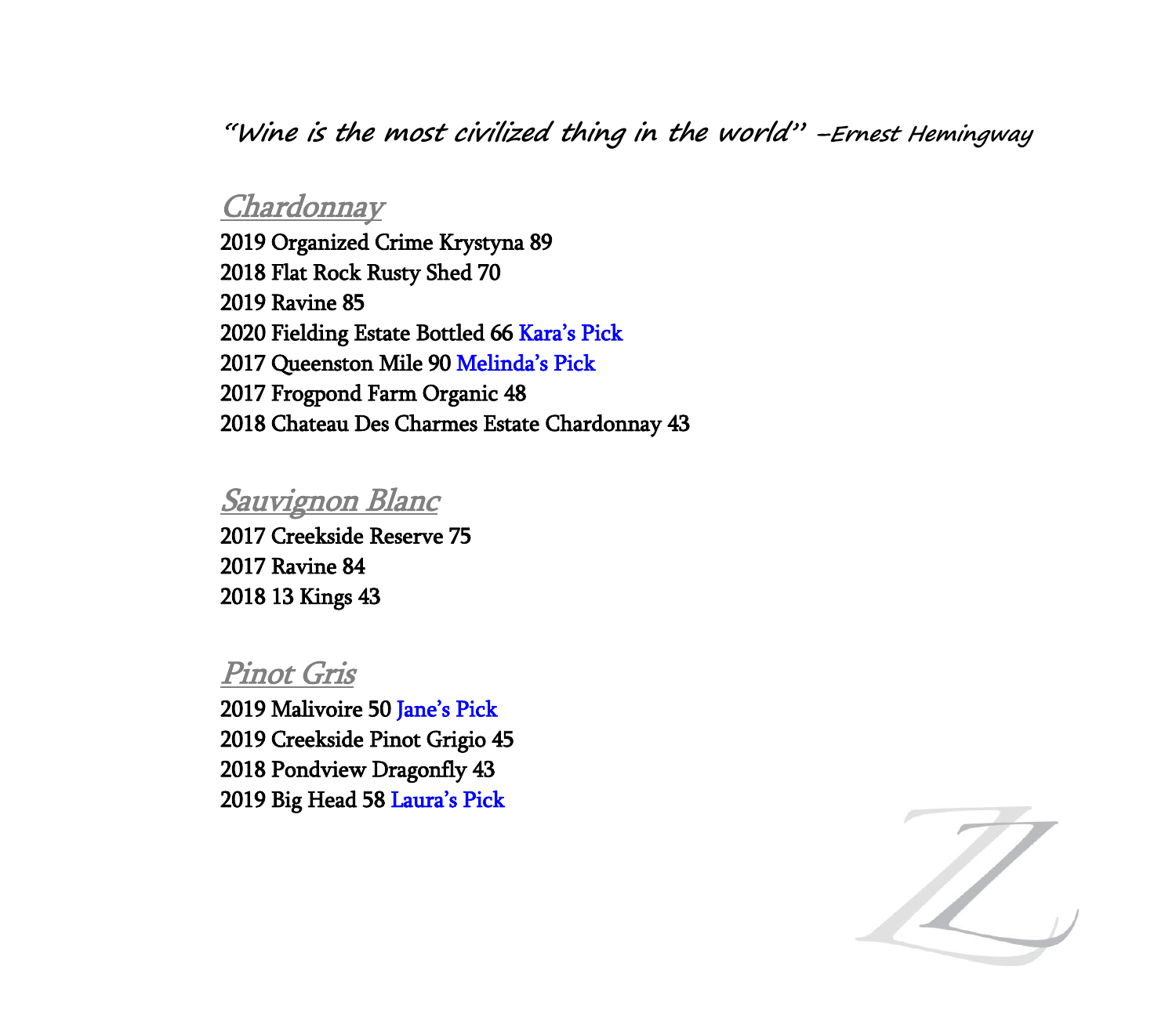*"Wine is the most civilized thing in the world" –Ernest Hemingway*

## *Chardonnay*

2019 Organized Crime Krystyna 89
2018 Flat Rock Rusty Shed 70
2019 Ravine 85
2020 Fielding Estate Bottled 66 Kara's Pick
2017 Queenston Mile 90 Melinda's Pick
2017 Frogpond Farm Organic 48
2018 Chateau Des Charmes Estate Chardonnay 43

## *Sauvignon Blanc*

2017 Creekside Reserve 75
2017 Ravine 84
2018 13 Kings 43

## *Pinot Gris*

2019 Malivoire 50 Jane's Pick
2019 Creekside Pinot Grigio 45
2018 Pondview Dragonfly 43
2019 Big Head 58 Laura's Pick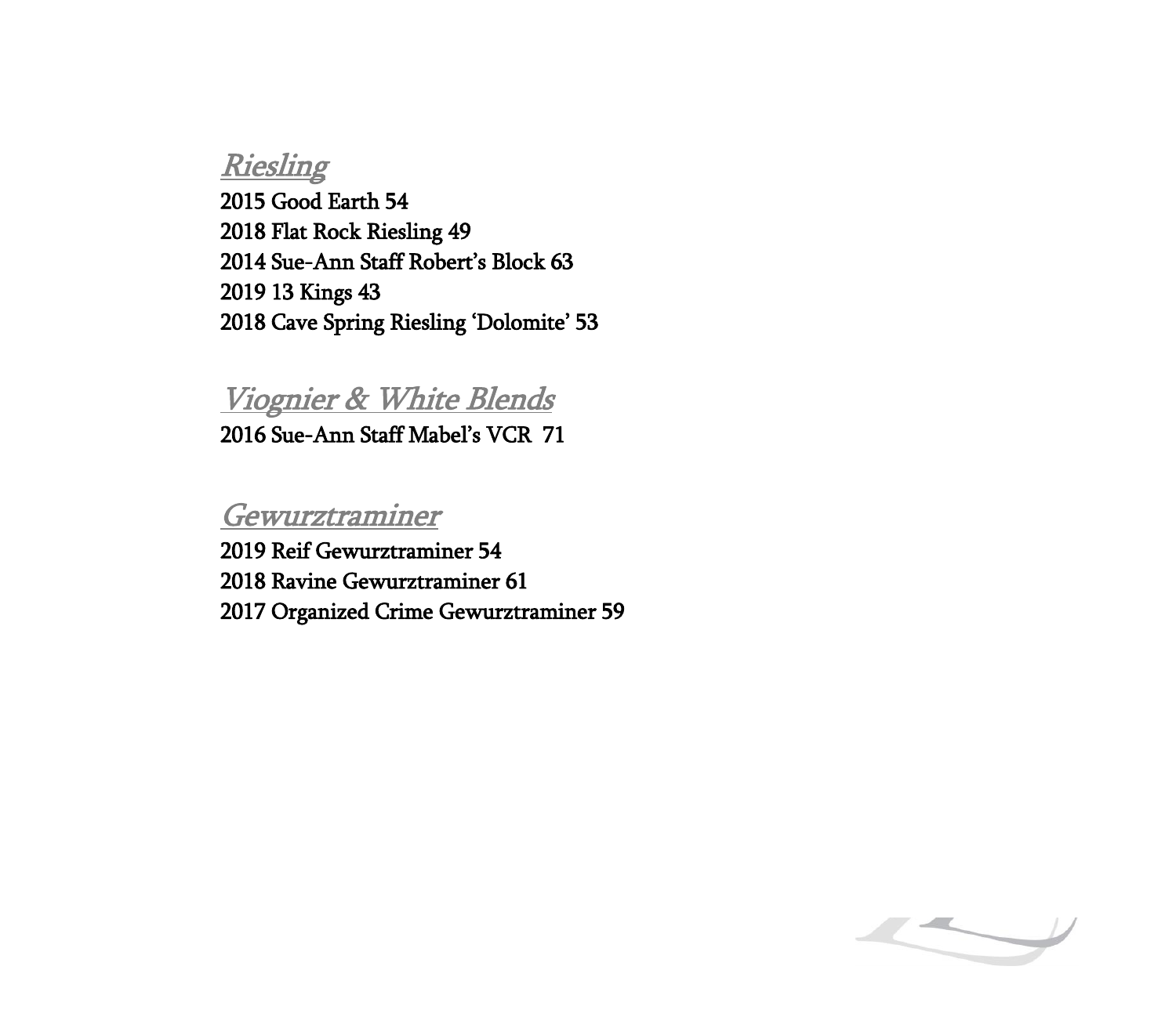## *Riesling*

2015 Good Earth 54
2018 Flat Rock Riesling 49
2014 Sue-Ann Staff Robert's Block 63
2019 13 Kings 43
2018 Cave Spring Riesling 'Dolomite' 53

## *Viognier & White Blends*

2016 Sue-Ann Staff Mabel's VCR 71

## *Gewurztraminer*

2019 Reif Gewurztraminer 54
2018 Ravine Gewurztraminer 61
2017 Organized Crime Gewurztraminer 59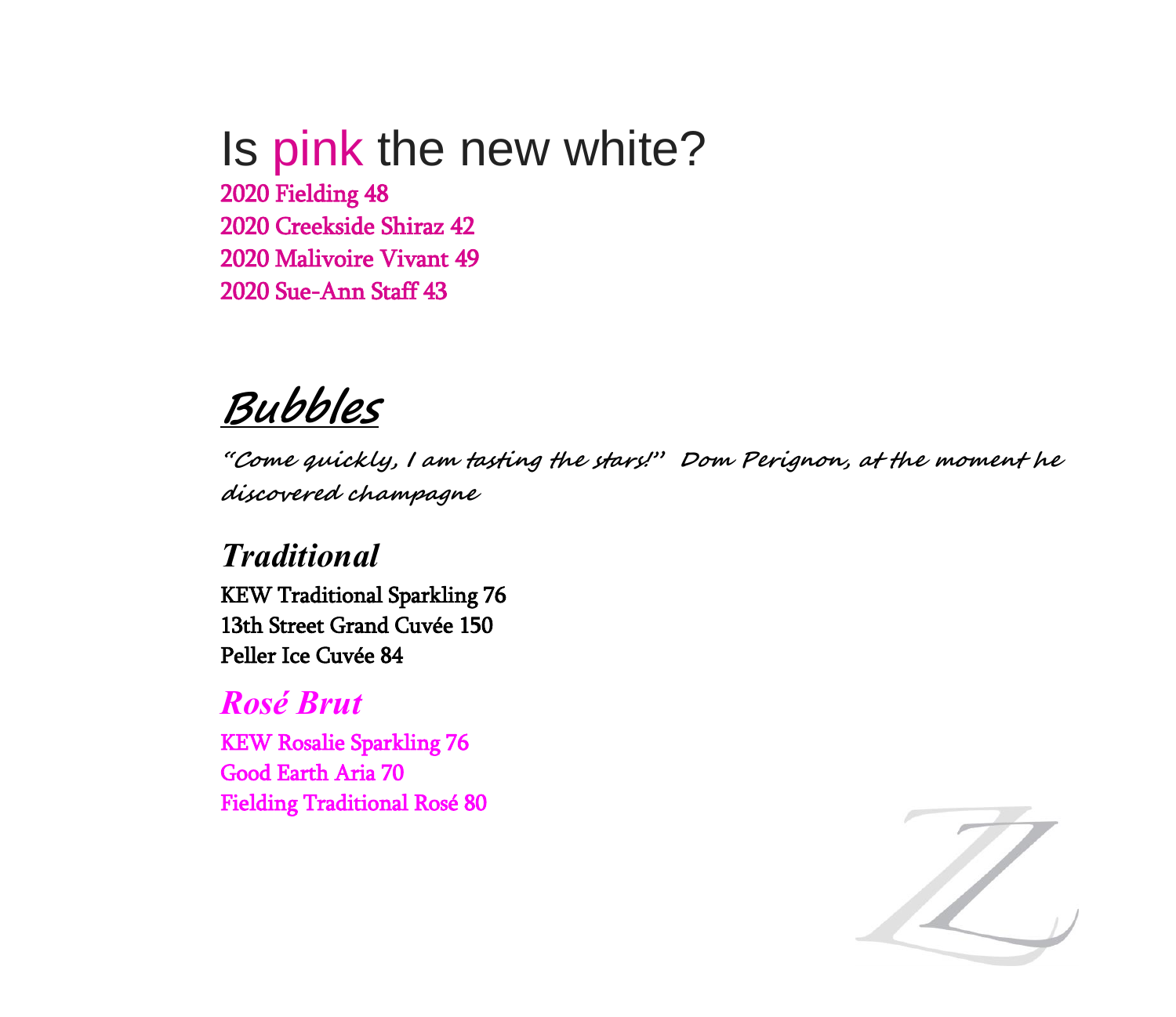# Is pink the new white?

2020 Fielding 48
2020 Creekside Shiraz 42
2020 Malivoire Vivant 49
2020 Sue-Ann Staff 43

## Bubbles

*"Come quickly, I am tasting the stars!" Dom Perignon, at the moment he discovered champagne*

### *Traditional*

KEW Traditional Sparkling 76
13th Street Grand Cuvée 150
Peller Ice Cuvée 84

### *Rosé Brut*

KEW Rosalie Sparkling 76
Good Earth Aria 70
Fielding Traditional Rosé 80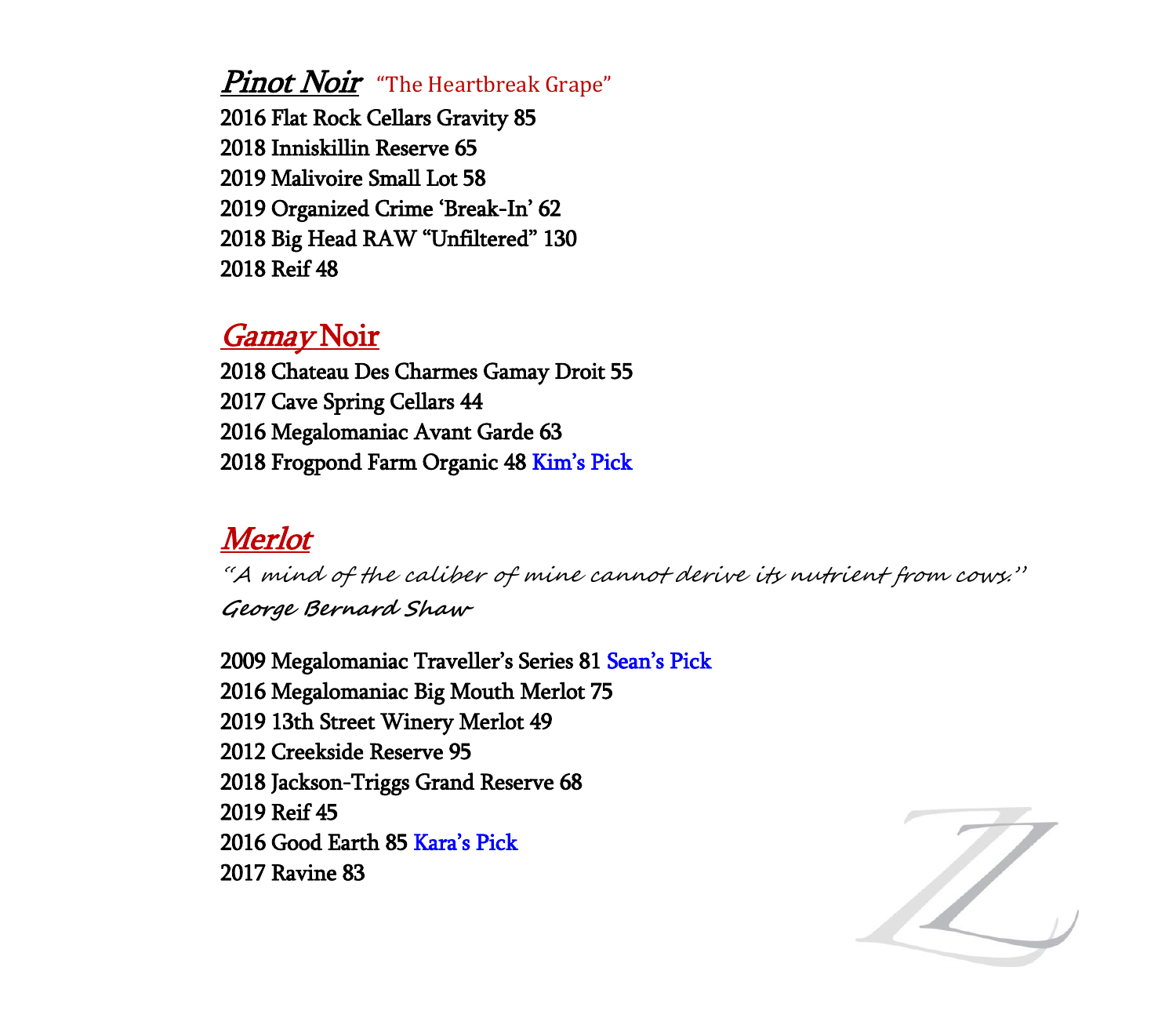## ***Pinot Noir*** "The Heartbreak Grape"

2016 Flat Rock Cellars Gravity 85
2018 Inniskillin Reserve 65
2019 Malivoire Small Lot 58
2019 Organized Crime 'Break-In' 62
2018 Big Head RAW "Unfiltered" 130
2018 Reif 48

## *Gamay* Noir

2018 Chateau Des Charmes Gamay Droit 55
2017 Cave Spring Cellars 44
2016 Megalomaniac Avant Garde 63
2018 Frogpond Farm Organic 48 Kim's Pick

## *Merlot*

*"A mind of the caliber of mine cannot derive its nutrient from cows."*
***George Bernard Shaw***

2009 Megalomaniac Traveller's Series 81 Sean's Pick
2016 Megalomaniac Big Mouth Merlot 75
2019 13th Street Winery Merlot 49
2012 Creekside Reserve 95
2018 Jackson-Triggs Grand Reserve 68
2019 Reif 45
2016 Good Earth 85 Kara's Pick
2017 Ravine 83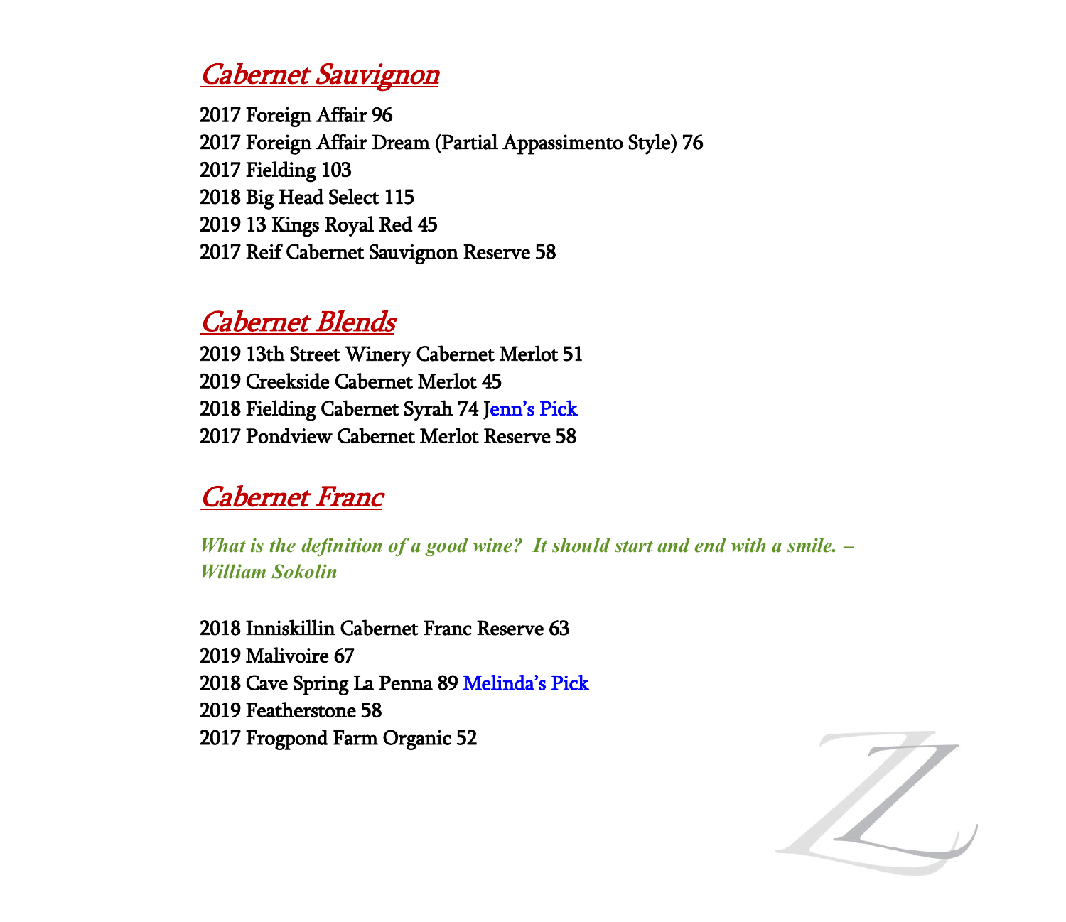## Cabernet Sauvignon

2017 Foreign Affair 96
2017 Foreign Affair Dream (Partial Appassimento Style) 76
2017 Fielding 103
2018 Big Head Select 115
2019 13 Kings Royal Red 45
2017 Reif Cabernet Sauvignon Reserve 58

## Cabernet Blends

2019 13th Street Winery Cabernet Merlot 51
2019 Creekside Cabernet Merlot 45
2018 Fielding Cabernet Syrah 74 Jenn's Pick
2017 Pondview Cabernet Merlot Reserve 58

## Cabernet Franc

***What is the definition of a good wine? It should start and end with a smile. – William Sokolin***

2018 Inniskillin Cabernet Franc Reserve 63
2019 Malivoire 67
2018 Cave Spring La Penna 89 Melinda's Pick
2019 Featherstone 58
2017 Frogpond Farm Organic 52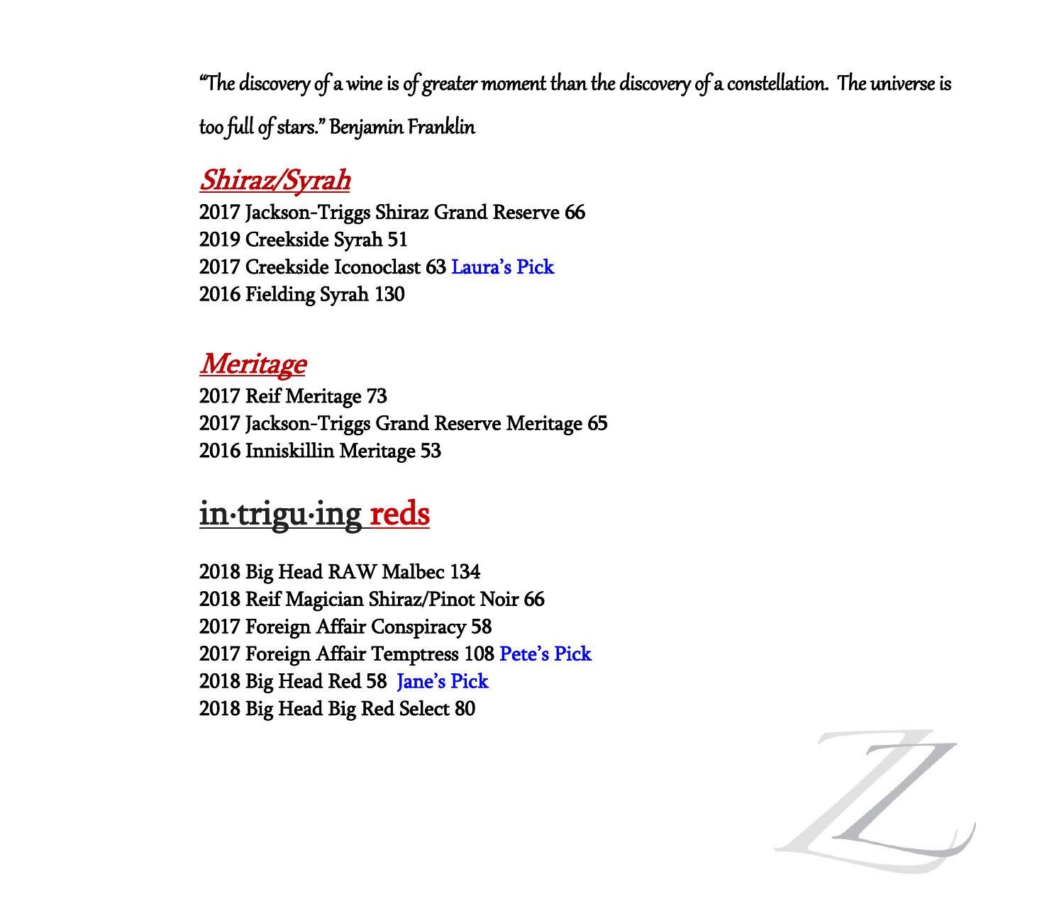"The discovery of a wine is of greater moment than the discovery of a constellation. The universe is too full of stars." Benjamin Franklin

## *Shiraz/Syrah*

2017 Jackson-Triggs Shiraz Grand Reserve 66
2019 Creekside Syrah 51
2017 Creekside Iconoclast 63 Laura's Pick
2016 Fielding Syrah 130

## *Meritage*

2017 Reif Meritage 73
2017 Jackson-Triggs Grand Reserve Meritage 65
2016 Inniskillin Meritage 53

## in·trigu·ing reds

2018 Big Head RAW Malbec 134
2018 Reif Magician Shiraz/Pinot Noir 66
2017 Foreign Affair Conspiracy 58
2017 Foreign Affair Temptress 108 Pete's Pick
2018 Big Head Red 58 Jane's Pick
2018 Big Head Big Red Select 80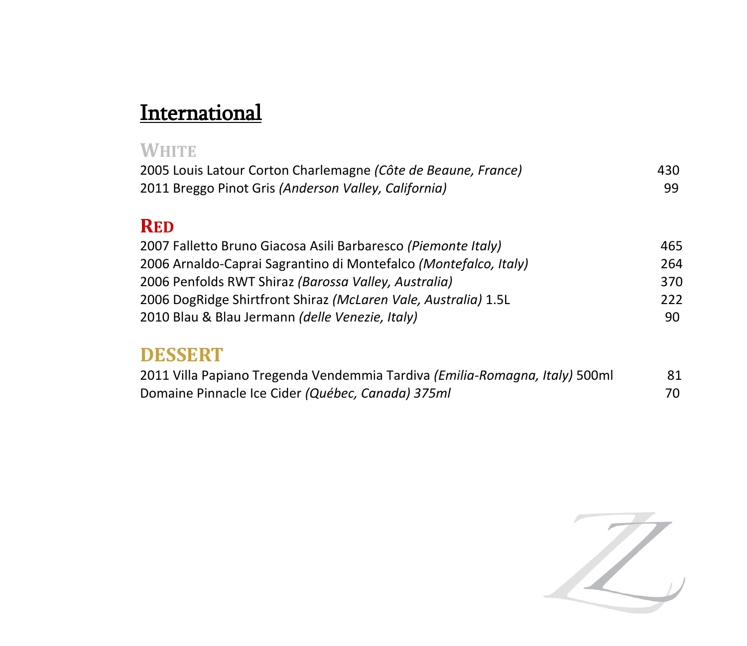# International

## WHITE

2005 Louis Latour Corton Charlemagne *(Côte de Beaune, France)* 430

2011 Breggo Pinot Gris *(Anderson Valley, California)* 99

## RED

2007 Falletto Bruno Giacosa Asili Barbaresco *(Piemonte Italy)* 465

2006 Arnaldo-Caprai Sagrantino di Montefalco *(Montefalco, Italy)* 264

2006 Penfolds RWT Shiraz *(Barossa Valley, Australia)* 370

2006 DogRidge Shirtfront Shiraz *(McLaren Vale, Australia)* 1.5L 222

2010 Blau & Blau Jermann *(delle Venezie, Italy)* 90

## DESSERT

2011 Villa Papiano Tregenda Vendemmia Tardiva *(Emilia-Romagna, Italy)* 500ml 81

Domaine Pinnacle Ice Cider *(Québec, Canada) 375ml* 70